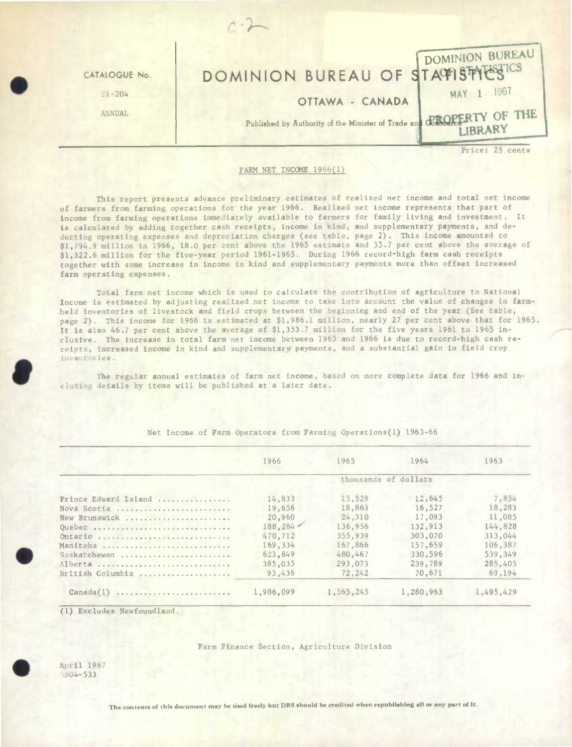CATALOGUE No.

21-204

ANNUAL

# DOMINION BUREAU OF STATISTICS

OTTAWA - CANADA

Published by Authority of the Minister of Trade and Commerce

Price: 25 cents

## FARM NET INCOME 1966(1)

This report presents advance preliminary estimates of realized net income and total net income of farmers from farming operations for the year 1966. Realized net income represents that part of income from farming operations immediately available to farmers for family living and investment. It is calculated by adding together cash receipts, income in kind, and supplementary payments, and deducting operating expenses and depreciation charges (see table, page 2). This income amounted to $1,794.9 million in 1966, 18.0 per cent above the 1965 estimate and 35.7 per cent above the average of $1,322.6 million for the five-year period 1961-1965. During 1966 record-high farm cash receipts together with some increase in income in kind and supplementary payments more than offset increased farm operating expenses.

Total farm net income which is used to calculate the contribution of agriculture to National Income is estimated by adjusting realized net income to take into account the value of changes in farm-held inventories of livestock and field crops between the beginning and end of the year (See table, page 2). This income for 1966 is estimated at $1,986.1 million, nearly 27 per cent above that for 1965. It is also 46.7 per cent above the average of $1,353.7 million for the five years 1961 to 1965 inclusive. The increase in total farm net income between 1965 and 1966 is due to record-high cash receipts, increased income in kind and supplementary payments, and a substantial gain in field crop inventories.

The regular annual estimates of farm net income, based on more complete data for 1966 and including details by items will be published at a later date.

Net Income of Farm Operators from Farming Operations(1) 1963-66

| | 1966 | 1965 | 1964 | 1963 |
|---|---|---|---|---|
| | thousands of dollars | | | |
| Prince Edward Island | 14,833 | 15,529 | 12,645 | 7,854 |
| Nova Scotia | 19,656 | 18,863 | 16,527 | 18,283 |
| New Brunswick | 20,960 | 24,310 | 17,093 | 11,085 |
| Quebec | 188,284 | 136,956 | 132,913 | 144,828 |
| Ontario | 470,712 | 355,939 | 303,070 | 313,044 |
| Manitoba | 169,334 | 167,866 | 157,659 | 106,387 |
| Saskatchewan | 623,849 | 480,467 | 330,596 | 539,349 |
| Alberta | 385,035 | 293,073 | 239,789 | 285,405 |
| British Columbia | 93,436 | 72,242 | 70,671 | 69,194 |
| Canada(1) | 1,986,099 | 1,565,245 | 1,280,963 | 1,495,429 |

(1) Excludes Newfoundland.

Farm Finance Section, Agriculture Division

April 1967
5504-533

The contents of this document may be used freely but DBS should be credited when republishing all or any part of it.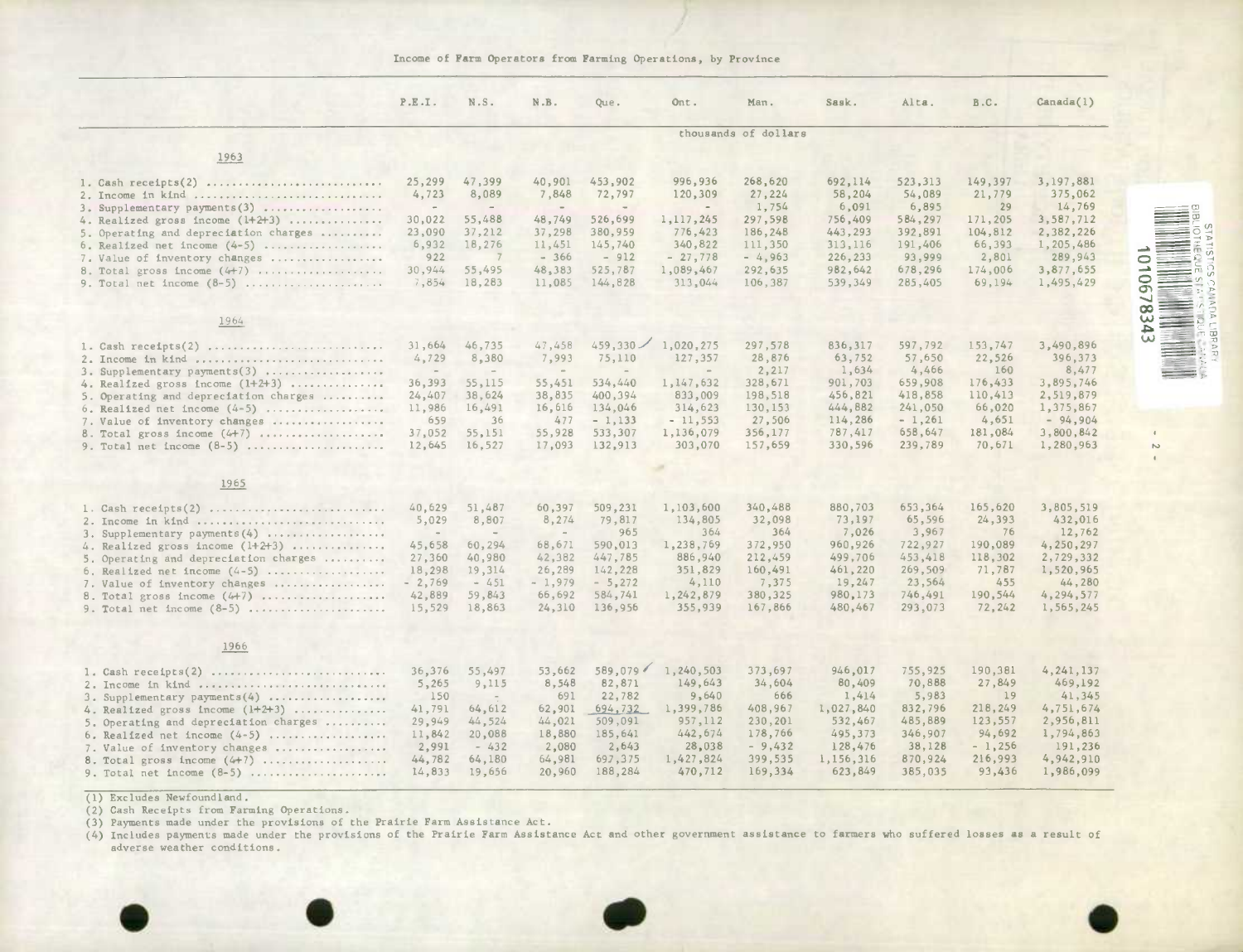Income of Farm Operators from Farming Operations, by Province

| | P.E.I. | N.S. | N.B. | Que. | Ont. | Man. | Sask. | Alta. | B.C. | Canada(1) |
|---|---|---|---|---|---|---|---|---|---|---|
| | | | | | thousands of dollars | | | | | |
| **1963** | | | | | | | | | | |
| 1. Cash receipts(2) | 25,299 | 47,399 | 40,901 | 453,902 | 996,936 | 268,620 | 692,114 | 523,313 | 149,397 | 3,197,881 |
| 2. Income in kind | 4,723 | 8,089 | 7,848 | 72,797 | 120,309 | 27,224 | 58,204 | 54,089 | 21,779 | 375,062 |
| 3. Supplementary payments(3) | - | - | - | - | - | 1,754 | 6,091 | 6,895 | 29 | 14,769 |
| 4. Realized gross income (1+2+3) | 30,022 | 55,488 | 48,749 | 526,699 | 1,117,245 | 297,598 | 756,409 | 584,297 | 171,205 | 3,587,712 |
| 5. Operating and depreciation charges | 23,090 | 37,212 | 37,298 | 380,959 | 776,423 | 186,248 | 443,293 | 392,891 | 104,812 | 2,382,226 |
| 6. Realized net income (4-5) | 6,932 | 18,276 | 11,451 | 145,740 | 340,822 | 111,350 | 313,116 | 191,406 | 66,393 | 1,205,486 |
| 7. Value of inventory changes | 922 | 7 | - 366 | - 912 | - 27,778 | - 4,963 | 226,233 | 93,999 | 2,801 | 289,943 |
| 8. Total gross income (4+7) | 30,944 | 55,495 | 48,383 | 525,787 | 1,089,467 | 292,635 | 982,642 | 678,296 | 174,006 | 3,877,655 |
| 9. Total net income (8-5) | 7,854 | 18,283 | 11,085 | 144,828 | 313,044 | 106,387 | 539,349 | 285,405 | 69,194 | 1,495,429 |
| **1964** | | | | | | | | | | |
| 1. Cash receipts(2) | 31,664 | 46,735 | 47,458 | 459,330 | 1,020,275 | 297,578 | 836,317 | 597,792 | 153,747 | 3,490,896 |
| 2. Income in kind | 4,729 | 8,380 | 7,993 | 75,110 | 127,357 | 28,876 | 63,752 | 57,650 | 22,526 | 396,373 |
| 3. Supplementary payments(3) | - | - | - | - | - | 2,217 | 1,634 | 4,466 | 160 | 8,477 |
| 4. Realized gross income (1+2+3) | 36,393 | 55,115 | 55,451 | 534,440 | 1,147,632 | 328,671 | 901,703 | 659,908 | 176,433 | 3,895,746 |
| 5. Operating and depreciation charges | 24,407 | 38,624 | 38,835 | 400,394 | 833,009 | 198,518 | 456,821 | 418,858 | 110,413 | 2,519,879 |
| 6. Realized net income (4-5) | 11,986 | 16,491 | 16,616 | 134,046 | 314,623 | 130,153 | 444,882 | 241,050 | 66,020 | 1,375,867 |
| 7. Value of inventory changes | 659 | 36 | 477 | - 1,133 | - 11,553 | 27,506 | 114,286 | - 1,261 | 4,651 | - 94,904 |
| 8. Total gross income (4+7) | 37,052 | 55,151 | 55,928 | 533,307 | 1,136,079 | 356,177 | 787,417 | 658,647 | 181,084 | 3,800,842 |
| 9. Total net income (8-5) | 12,645 | 16,527 | 17,093 | 132,913 | 303,070 | 157,659 | 330,596 | 239,789 | 70,671 | 1,280,963 |
| **1965** | | | | | | | | | | |
| 1. Cash receipts(2) | 40,629 | 51,487 | 60,397 | 509,231 | 1,103,600 | 340,488 | 880,703 | 653,364 | 165,620 | 3,805,519 |
| 2. Income in kind | 5,029 | 8,807 | 8,274 | 79,817 | 134,805 | 32,098 | 73,197 | 65,596 | 24,393 | 432,016 |
| 3. Supplementary payments(4) | - | - | - | 965 | 364 | 364 | 7,026 | 3,967 | 76 | 12,762 |
| 4. Realized gross income (1+2+3) | 45,658 | 60,294 | 68,671 | 590,013 | 1,238,769 | 372,950 | 960,926 | 722,927 | 190,089 | 4,250,297 |
| 5. Operating and depreciation charges | 27,360 | 40,980 | 42,382 | 447,785 | 886,940 | 212,459 | 499,706 | 453,418 | 118,302 | 2,729,332 |
| 6. Realized net income (4-5) | 18,298 | 19,314 | 26,289 | 142,228 | 351,829 | 160,491 | 461,220 | 269,509 | 71,787 | 1,520,965 |
| 7. Value of inventory changes | - 2,769 | - 451 | - 1,979 | - 5,272 | 4,110 | 7,375 | 19,247 | 23,564 | 455 | 44,280 |
| 8. Total gross income (4+7) | 42,889 | 59,843 | 66,692 | 584,741 | 1,242,879 | 380,325 | 980,173 | 746,491 | 190,544 | 4,294,577 |
| 9. Total net income (8-5) | 15,529 | 18,863 | 24,310 | 136,956 | 355,939 | 167,866 | 480,467 | 293,073 | 72,242 | 1,565,245 |
| **1966** | | | | | | | | | | |
| 1. Cash receipts(2) | 36,376 | 55,497 | 53,662 | 589,079 | 1,240,503 | 373,697 | 946,017 | 755,925 | 190,381 | 4,241,137 |
| 2. Income in kind | 5,265 | 9,115 | 8,548 | 82,871 | 149,643 | 34,604 | 80,409 | 70,888 | 27,849 | 469,192 |
| 3. Supplementary payments(4) | 150 | - | 691 | 22,782 | 9,640 | 666 | 1,414 | 5,983 | 19 | 41,345 |
| 4. Realized gross income (1+2+3) | 41,791 | 64,612 | 62,901 | 694,732 | 1,399,786 | 408,967 | 1,027,840 | 832,796 | 218,249 | 4,751,674 |
| 5. Operating and depreciation charges | 29,949 | 44,524 | 44,021 | 509,091 | 957,112 | 230,201 | 532,467 | 485,889 | 123,557 | 2,956,811 |
| 6. Realized net income (4-5) | 11,842 | 20,088 | 18,880 | 185,641 | 442,674 | 178,766 | 495,373 | 346,907 | 94,692 | 1,794,863 |
| 7. Value of inventory changes | 2,991 | - 432 | 2,080 | 2,643 | 28,038 | - 9,432 | 128,476 | 38,128 | - 1,256 | 191,236 |
| 8. Total gross income (4+7) | 44,782 | 64,180 | 64,981 | 697,375 | 1,427,824 | 399,535 | 1,156,316 | 870,924 | 216,993 | 4,942,910 |
| 9. Total net income (8-5) | 14,833 | 19,656 | 20,960 | 188,284 | 470,712 | 169,334 | 623,849 | 385,035 | 93,436 | 1,986,099 |

(1) Excludes Newfoundland.
(2) Cash Receipts from Farming Operations.
(3) Payments made under the provisions of the Prairie Farm Assistance Act.
(4) Includes payments made under the provisions of the Prairie Farm Assistance Act and other government assistance to farmers who suffered losses as a result of adverse weather conditions.